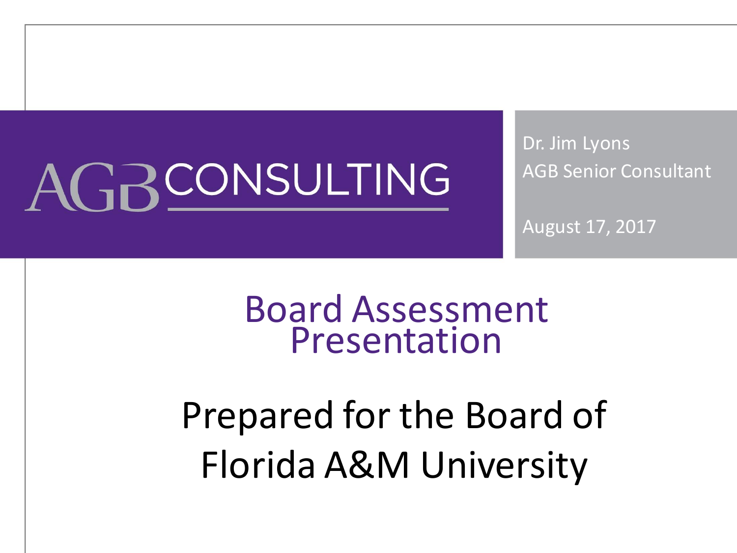AGB CONSULTING

Dr. Jim Lyons
AGB Senior Consultant

August 17, 2017

# Board Assessment Presentation

## Prepared for the Board of Florida A&M University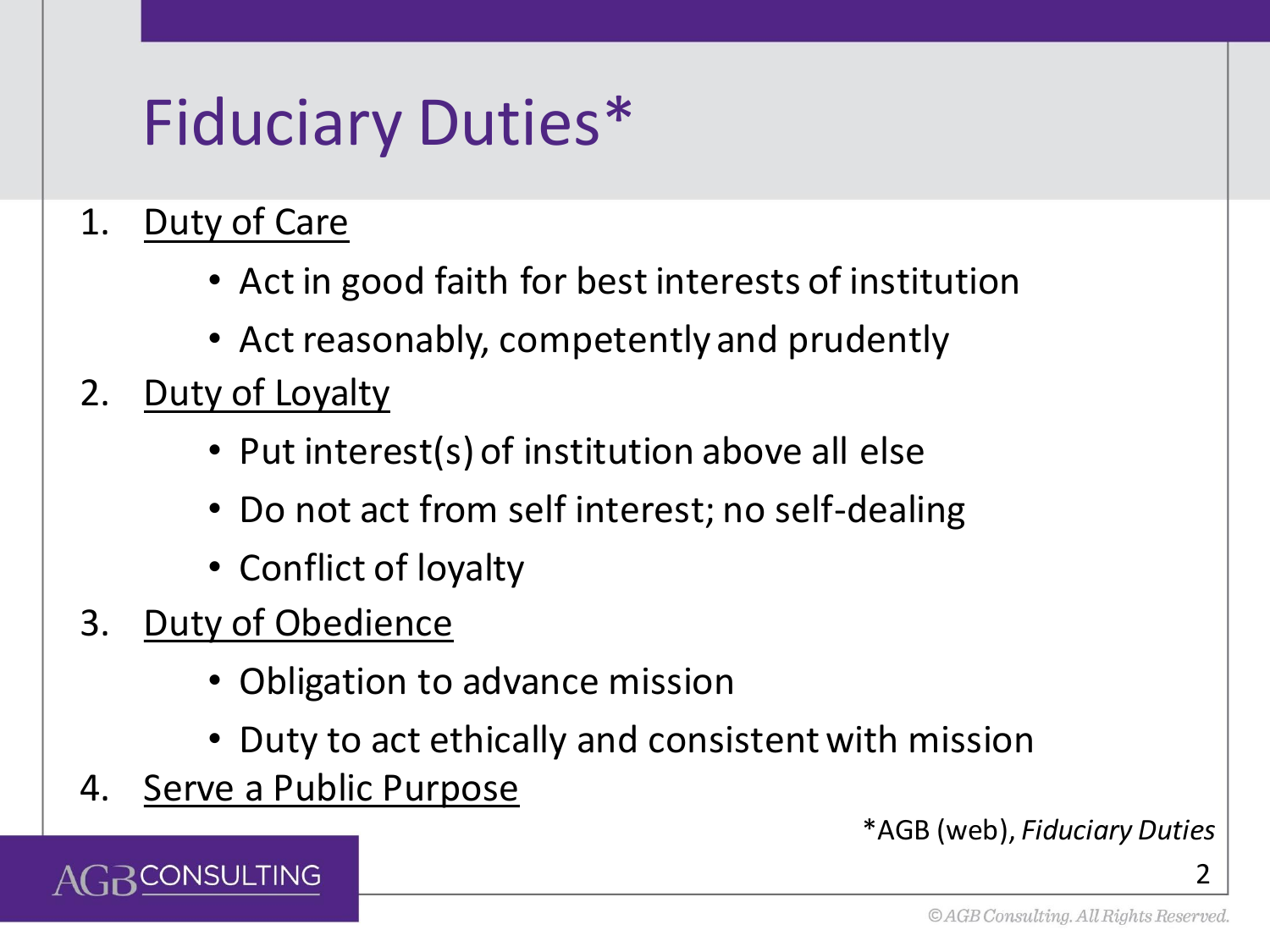# Fiduciary Duties*

1. <u>Duty of Care</u>
   - Act in good faith for best interests of institution
   - Act reasonably, competently and prudently
2. <u>Duty of Loyalty</u>
   - Put interest(s) of institution above all else
   - Do not act from self interest; no self-dealing
   - Conflict of loyalty
3. <u>Duty of Obedience</u>
   - Obligation to advance mission
   - Duty to act ethically and consistent with mission
4. <u>Serve a Public Purpose</u>

*AGB (web), *Fiduciary Duties*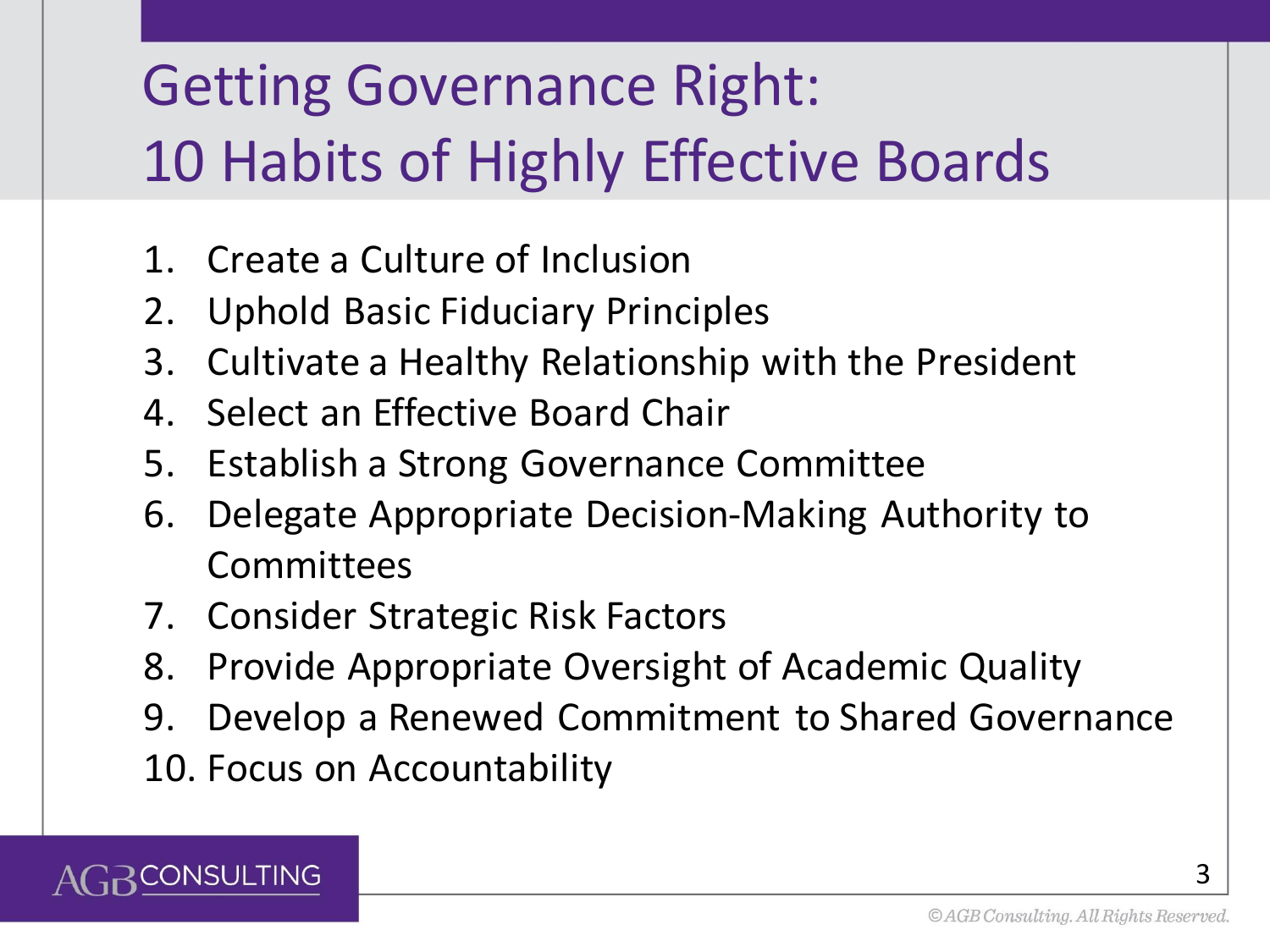# Getting Governance Right: 10 Habits of Highly Effective Boards

1. Create a Culture of Inclusion
2. Uphold Basic Fiduciary Principles
3. Cultivate a Healthy Relationship with the President
4. Select an Effective Board Chair
5. Establish a Strong Governance Committee
6. Delegate Appropriate Decision-Making Authority to Committees
7. Consider Strategic Risk Factors
8. Provide Appropriate Oversight of Academic Quality
9. Develop a Renewed Commitment to Shared Governance
10. Focus on Accountability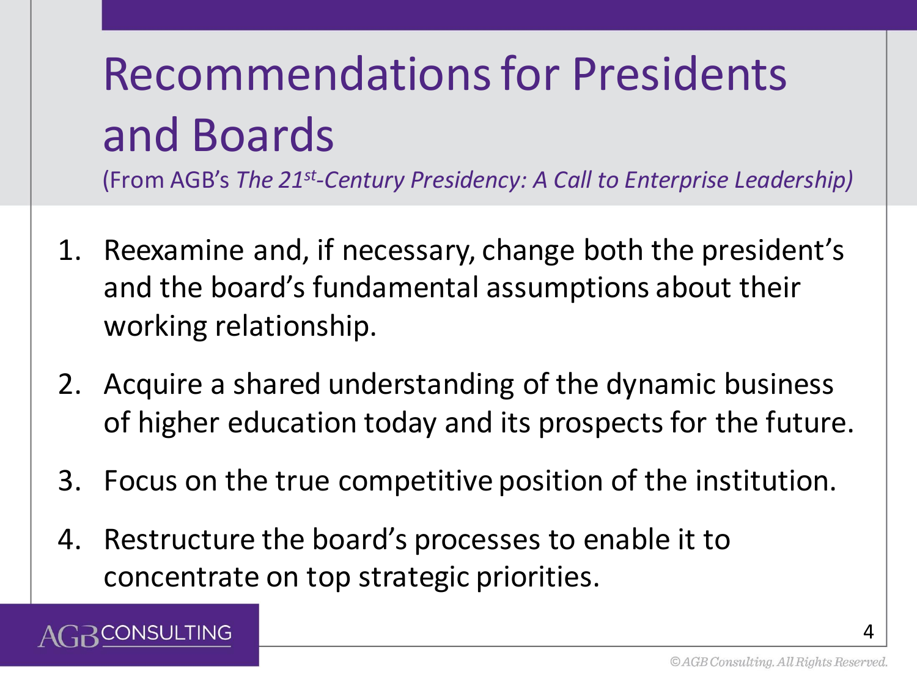# Recommendations for Presidents and Boards

(From AGB's *The 21st-Century Presidency: A Call to Enterprise Leadership*)

1. Reexamine and, if necessary, change both the president's and the board's fundamental assumptions about their working relationship.
2. Acquire a shared understanding of the dynamic business of higher education today and its prospects for the future.
3. Focus on the true competitive position of the institution.
4. Restructure the board's processes to enable it to concentrate on top strategic priorities.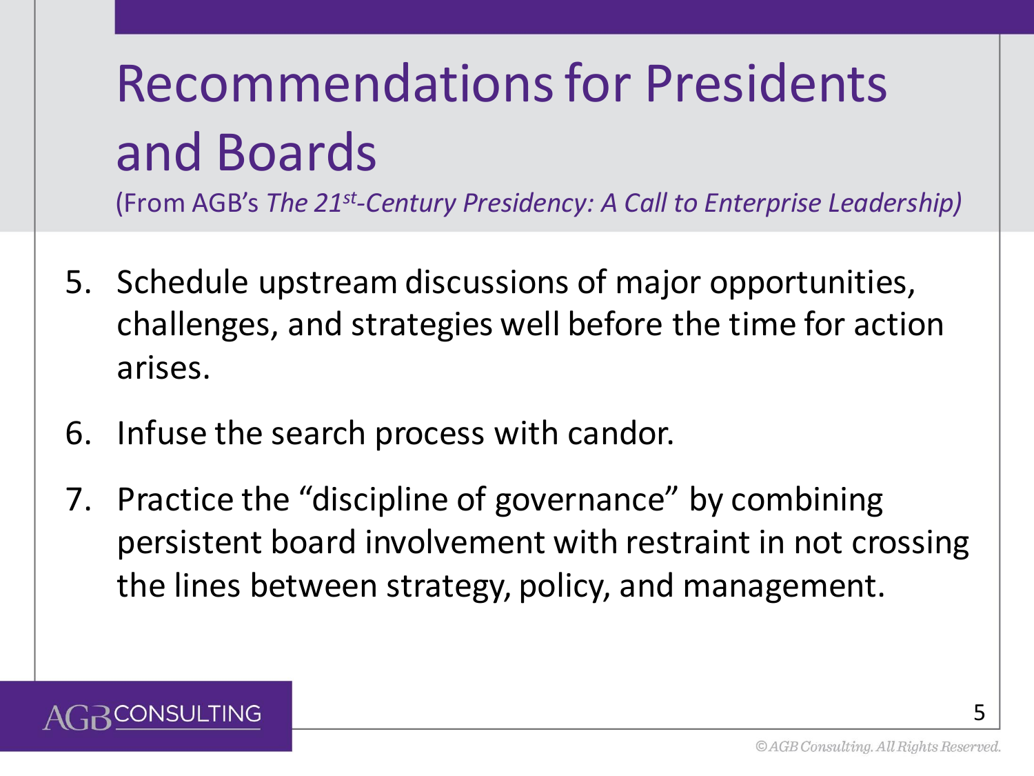# Recommendations for Presidents and Boards

(From AGB's *The 21st-Century Presidency: A Call to Enterprise Leadership*)

5. Schedule upstream discussions of major opportunities, challenges, and strategies well before the time for action arises.
6. Infuse the search process with candor.
7. Practice the "discipline of governance" by combining persistent board involvement with restraint in not crossing the lines between strategy, policy, and management.

AGB CONSULTING

©AGB Consulting. All Rights Reserved.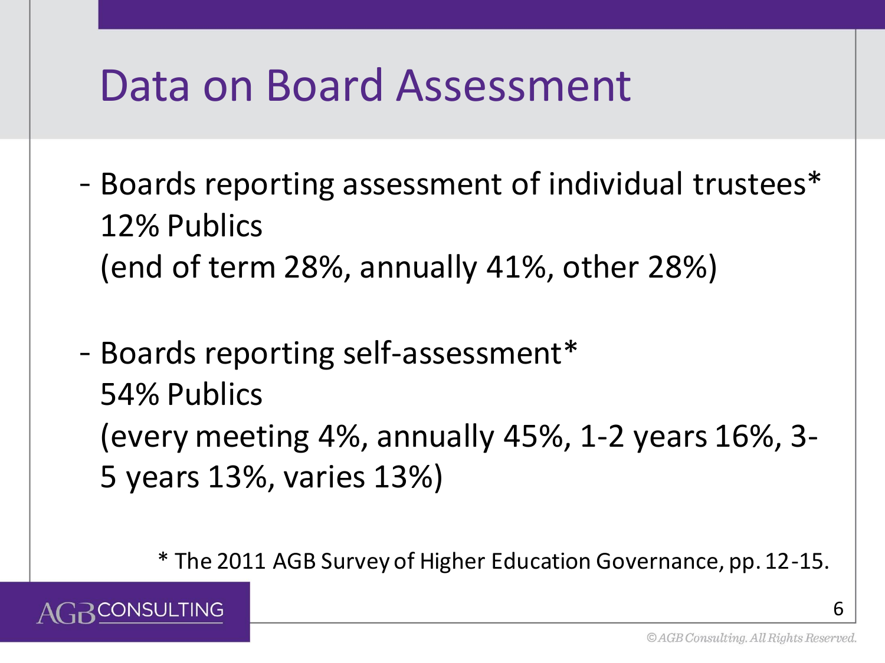# Data on Board Assessment

- Boards reporting assessment of individual trustees*
  12% Publics
  (end of term 28%, annually 41%, other 28%)

- Boards reporting self-assessment*
  54% Publics
  (every meeting 4%, annually 45%, 1-2 years 16%, 3-5 years 13%, varies 13%)

* The 2011 AGB Survey of Higher Education Governance, pp. 12-15.

AGB CONSULTING

© AGB Consulting. All Rights Reserved.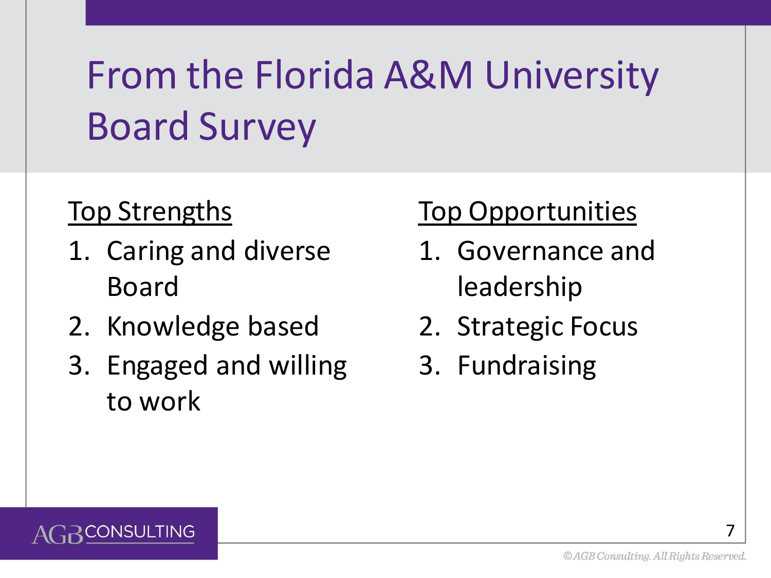# From the Florida A&M University Board Survey

**Top Strengths**

1. Caring and diverse Board
2. Knowledge based
3. Engaged and willing to work

**Top Opportunities**

1. Governance and leadership
2. Strategic Focus
3. Fundraising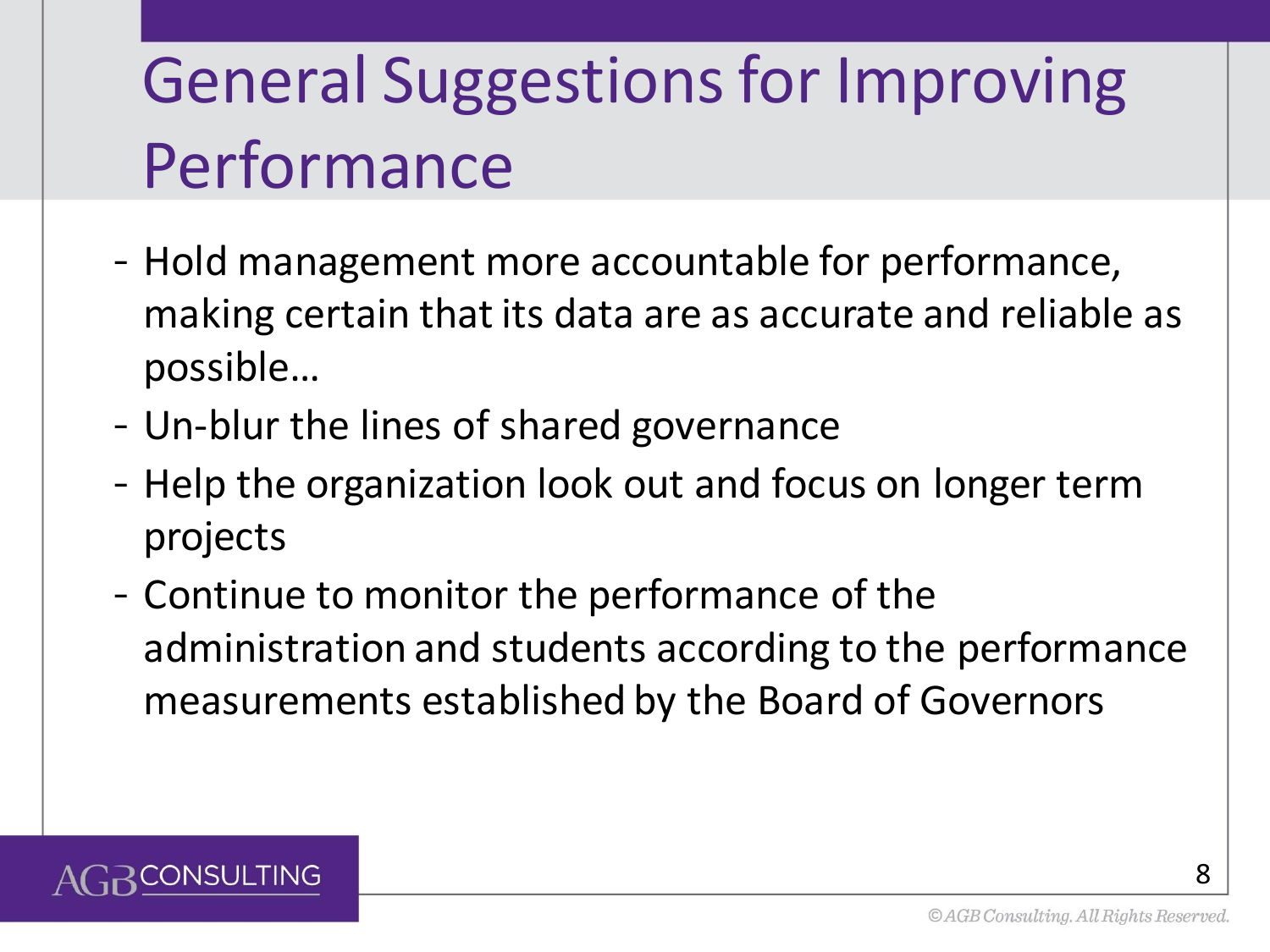# General Suggestions for Improving Performance

- Hold management more accountable for performance, making certain that its data are as accurate and reliable as possible…
- Un-blur the lines of shared governance
- Help the organization look out and focus on longer term projects
- Continue to monitor the performance of the administration and students according to the performance measurements established by the Board of Governors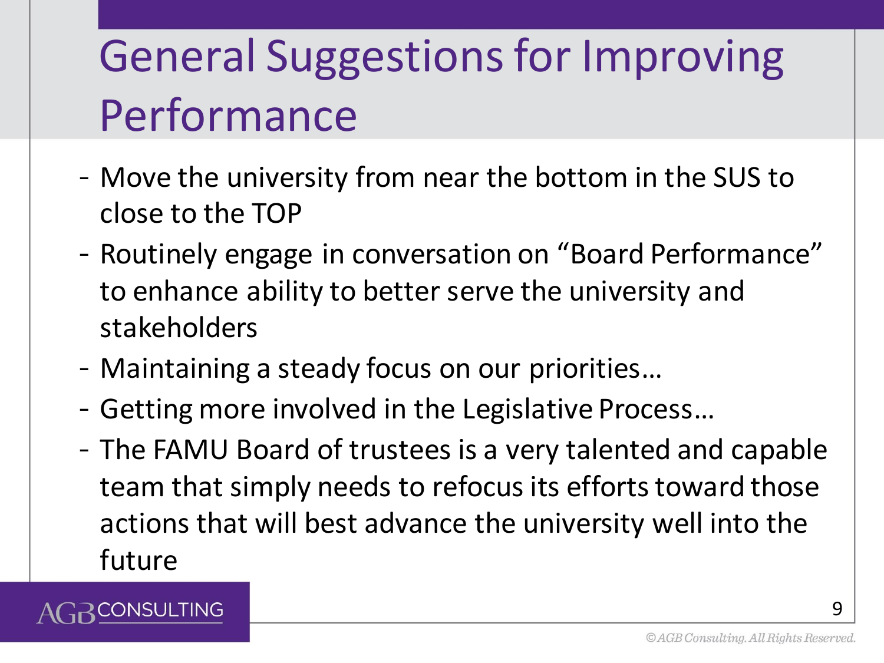# General Suggestions for Improving Performance

- Move the university from near the bottom in the SUS to close to the TOP
- Routinely engage in conversation on "Board Performance" to enhance ability to better serve the university and stakeholders
- Maintaining a steady focus on our priorities…
- Getting more involved in the Legislative Process…
- The FAMU Board of trustees is a very talented and capable team that simply needs to refocus its efforts toward those actions that will best advance the university well into the future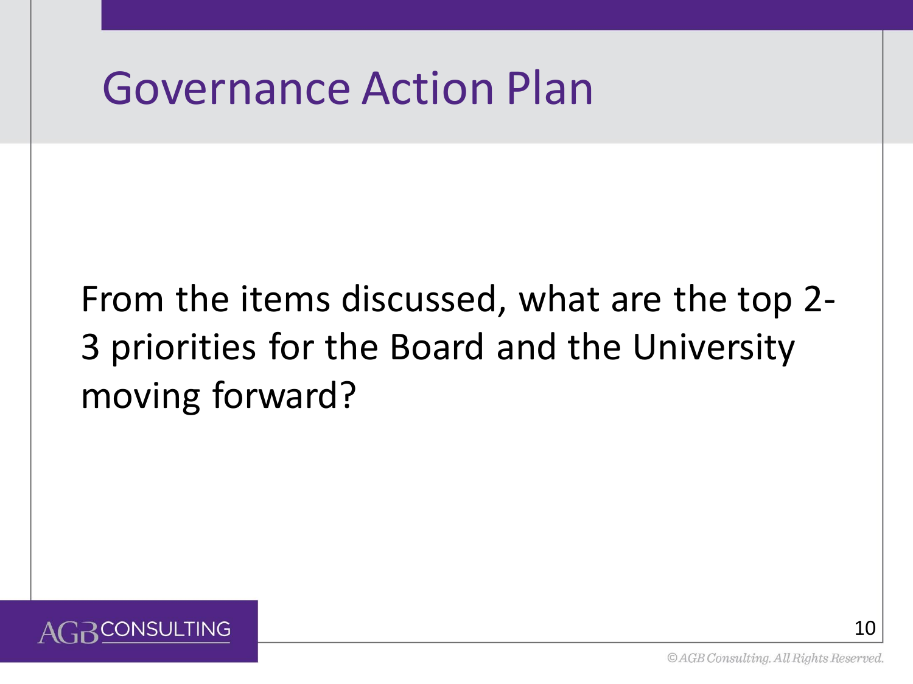# Governance Action Plan

From the items discussed, what are the top 2-3 priorities for the Board and the University moving forward?